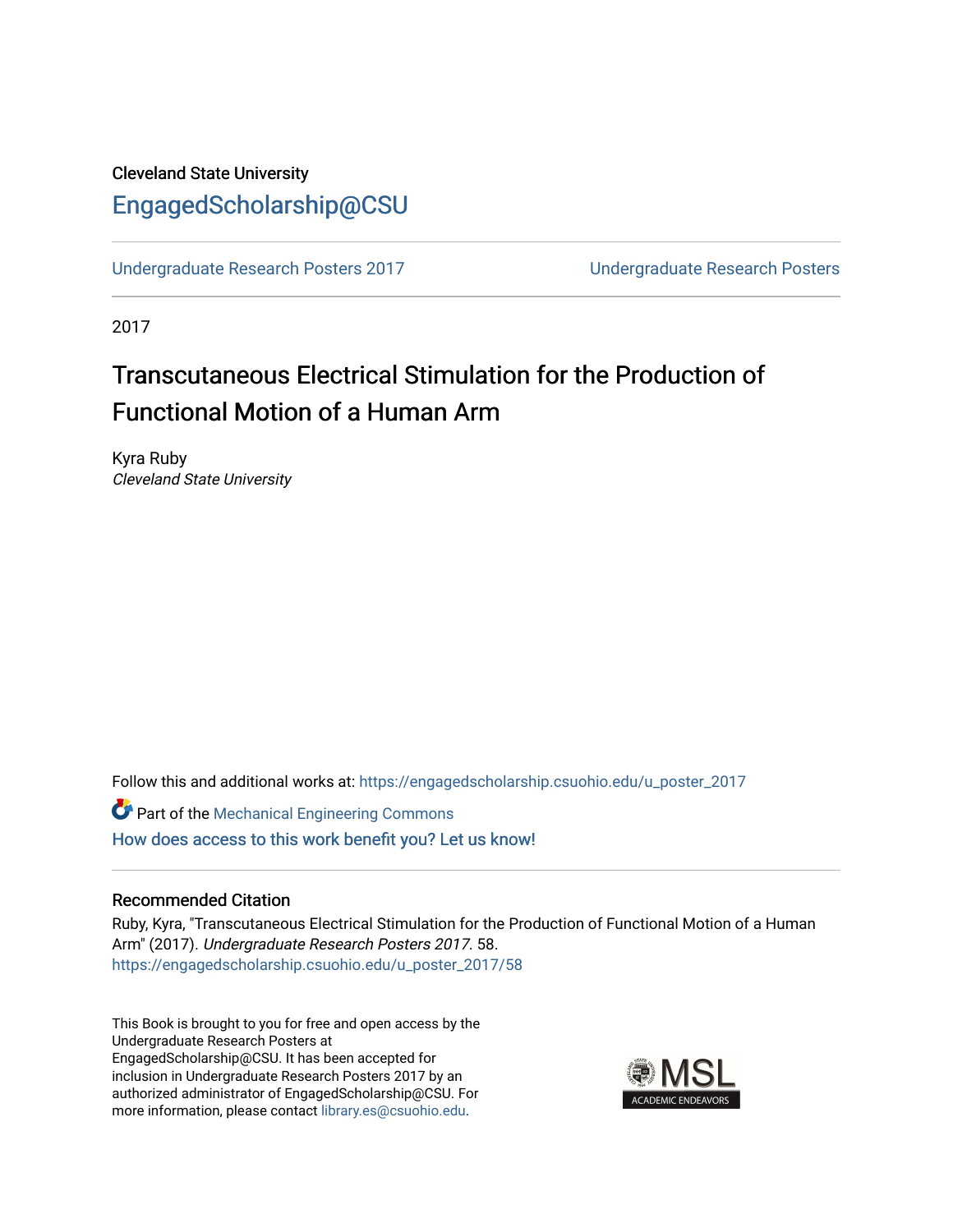Cleveland State University

# EngagedScholarship@CSU

Undergraduate Research Posters 2017 | Undergraduate Research Posters

2017

## Transcutaneous Electrical Stimulation for the Production of Functional Motion of a Human Arm

Kyra Ruby
*Cleveland State University*

Follow this and additional works at: https://engagedscholarship.csuohio.edu/u_poster_2017

Part of the Mechanical Engineering Commons

How does access to this work benefit you? Let us know!

### Recommended Citation

Ruby, Kyra, "Transcutaneous Electrical Stimulation for the Production of Functional Motion of a Human Arm" (2017). *Undergraduate Research Posters 2017*. 58.
https://engagedscholarship.csuohio.edu/u_poster_2017/58

This Book is brought to you for free and open access by the Undergraduate Research Posters at EngagedScholarship@CSU. It has been accepted for inclusion in Undergraduate Research Posters 2017 by an authorized administrator of EngagedScholarship@CSU. For more information, please contact library.es@csuohio.edu.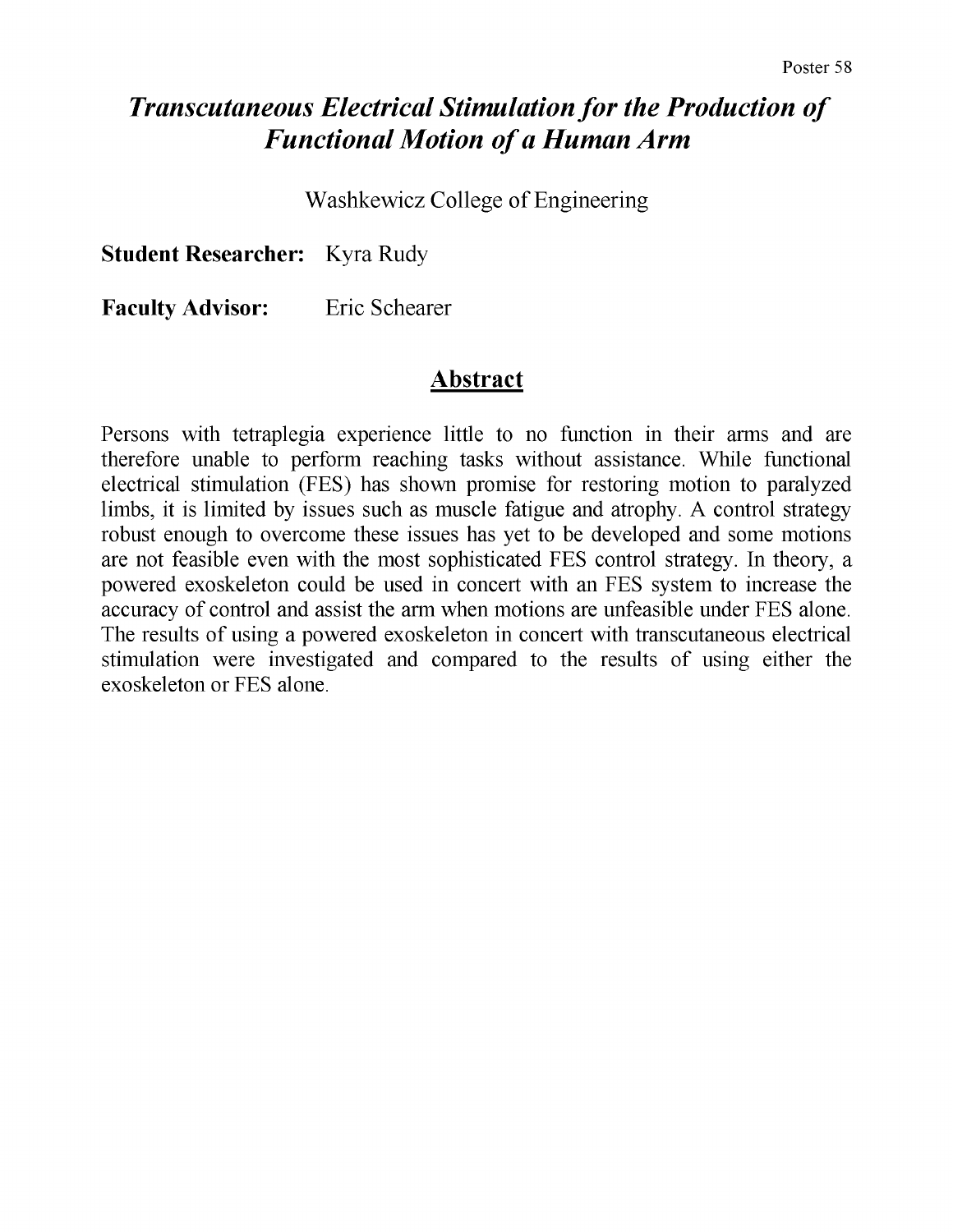# *Transcutaneous Electrical Stimulation for the Production of Functional Motion of a Human Arm*

Washkewicz College of Engineering

**Student Researcher:** Kyra Rudy

**Faculty Advisor:** Eric Schearer

## Abstract

Persons with tetraplegia experience little to no function in their arms and are therefore unable to perform reaching tasks without assistance. While functional electrical stimulation (FES) has shown promise for restoring motion to paralyzed limbs, it is limited by issues such as muscle fatigue and atrophy. A control strategy robust enough to overcome these issues has yet to be developed and some motions are not feasible even with the most sophisticated FES control strategy. In theory, a powered exoskeleton could be used in concert with an FES system to increase the accuracy of control and assist the arm when motions are unfeasible under FES alone. The results of using a powered exoskeleton in concert with transcutaneous electrical stimulation were investigated and compared to the results of using either the exoskeleton or FES alone.